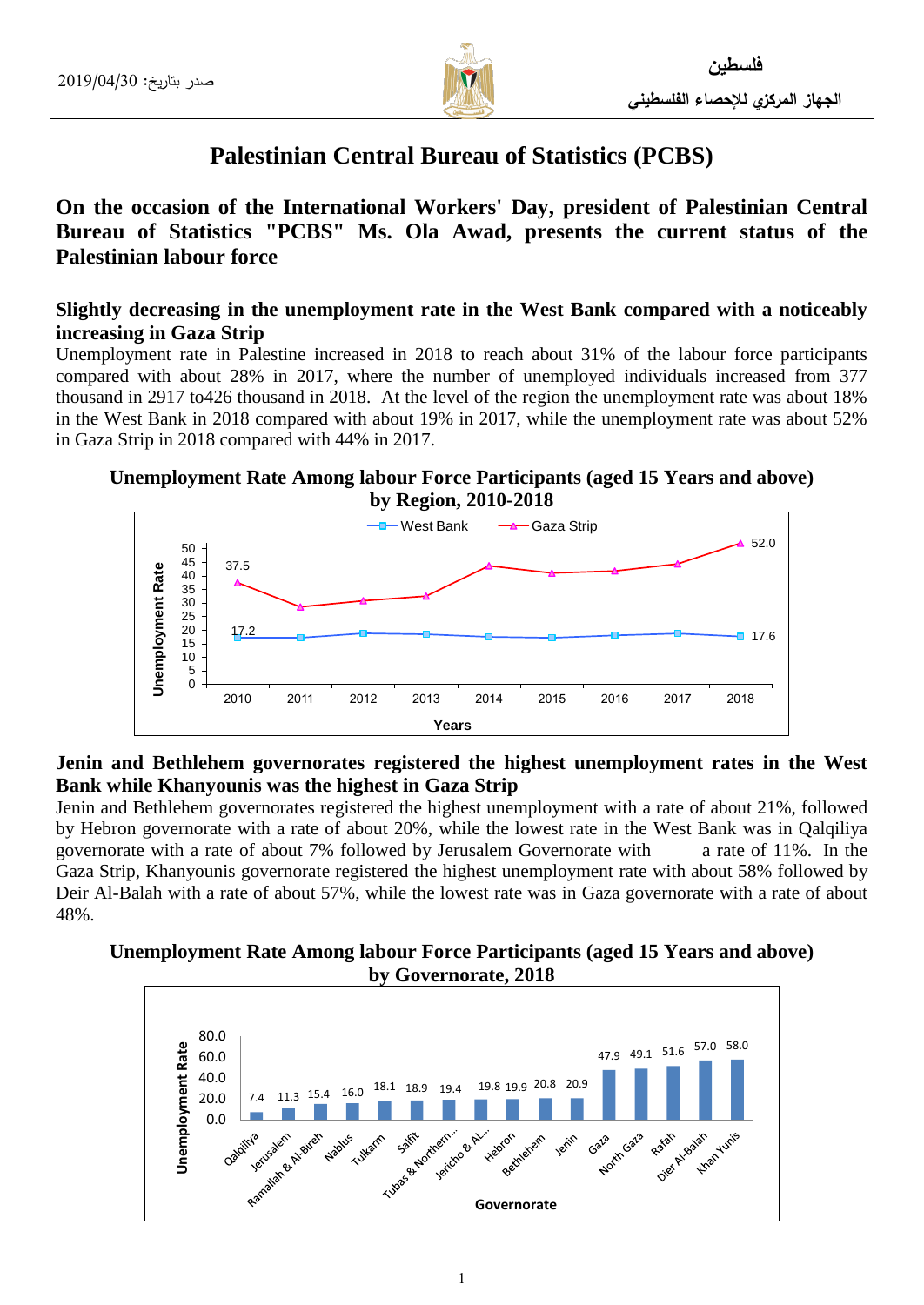فلسطين

الجهاز المركزي للإحصاء الفلسطيني

صدر بتاريخ: 2019/04/30

# Palestinian Central Bureau of Statistics (PCBS)

## On the occasion of the International Workers' Day, president of Palestinian Central Bureau of Statistics "PCBS" Ms. Ola Awad, presents the current status of the Palestinian labour force

### Slightly decreasing in the unemployment rate in the West Bank compared with a noticeably increasing in Gaza Strip

Unemployment rate in Palestine increased in 2018 to reach about 31% of the labour force participants compared with about 28% in 2017, where the number of unemployed individuals increased from 377 thousand in 2917 to426 thousand in 2018. At the level of the region the unemployment rate was about 18% in the West Bank in 2018 compared with about 19% in 2017, while the unemployment rate was about 52% in Gaza Strip in 2018 compared with 44% in 2017.

**Unemployment Rate Among labour Force Participants (aged 15 Years and above) by Region, 2010-2018**

| Year | West Bank | Gaza Strip |
|---|---|---|
| 2010 | 17.2 | 37.5 |
| 2018 | 17.6 | 52.0 |

### Jenin and Bethlehem governorates registered the highest unemployment rates in the West Bank while Khanyounis was the highest in Gaza Strip

Jenin and Bethlehem governorates registered the highest unemployment with a rate of about 21%, followed by Hebron governorate with a rate of about 20%, while the lowest rate in the West Bank was in Qalqiliya governorate with a rate of about 7% followed by Jerusalem Governorate with a rate of 11%. In the Gaza Strip, Khanyounis governorate registered the highest unemployment rate with about 58% followed by Deir Al-Balah with a rate of about 57%, while the lowest rate was in Gaza governorate with a rate of about 48%.

**Unemployment Rate Among labour Force Participants (aged 15 Years and above) by Governorate, 2018**

| Governorate | Unemployment Rate |
|---|---|
| Qalqiliya | 7.4 |
| Jerusalem | 11.3 |
| Ramallah & Al-Bireh | 15.4 |
| Nablus | 16.0 |
| Tulkarm | 18.1 |
| Salfit | 18.9 |
| Tubas & Northern... | 19.4 |
| Jericho & Al... | 19.8 |
| Hebron | 19.9 |
| Bethlehem | 20.8 |
| Jenin | 20.9 |
| Gaza | 47.9 |
| North Gaza | 49.1 |
| Rafah | 51.6 |
| Dier Al-Balah | 57.0 |
| Khan Yunis | 58.0 |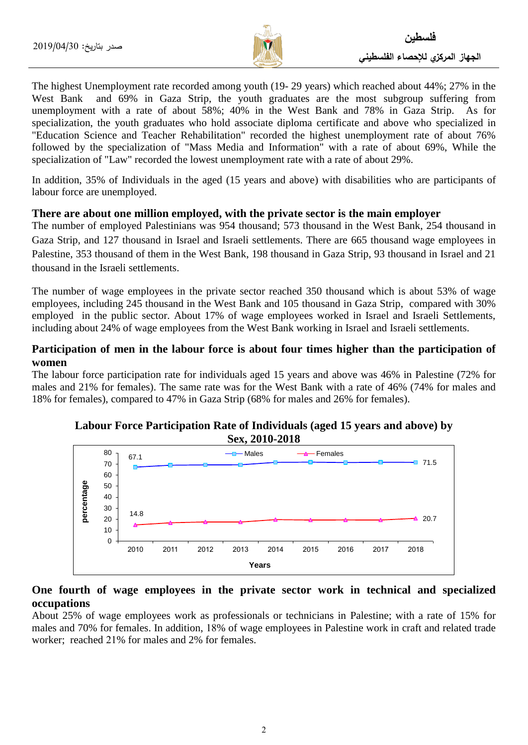The highest Unemployment rate recorded among youth (19- 29 years) which reached about 44%; 27% in the West Bank and 69% in Gaza Strip, the youth graduates are the most subgroup suffering from unemployment with a rate of about 58%; 40% in the West Bank and 78% in Gaza Strip. As for specialization, the youth graduates who hold associate diploma certificate and above who specialized in "Education Science and Teacher Rehabilitation" recorded the highest unemployment rate of about 76% followed by the specialization of "Mass Media and Information" with a rate of about 69%, While the specialization of "Law" recorded the lowest unemployment rate with a rate of about 29%.

In addition, 35% of Individuals in the aged (15 years and above) with disabilities who are participants of labour force are unemployed.

### There are about one million employed, with the private sector is the main employer

The number of employed Palestinians was 954 thousand; 573 thousand in the West Bank, 254 thousand in Gaza Strip, and 127 thousand in Israel and Israeli settlements. There are 665 thousand wage employees in Palestine, 353 thousand of them in the West Bank, 198 thousand in Gaza Strip, 93 thousand in Israel and 21 thousand in the Israeli settlements.

The number of wage employees in the private sector reached 350 thousand which is about 53% of wage employees, including 245 thousand in the West Bank and 105 thousand in Gaza Strip, compared with 30% employed in the public sector. About 17% of wage employees worked in Israel and Israeli Settlements, including about 24% of wage employees from the West Bank working in Israel and Israeli settlements.

### Participation of men in the labour force is about four times higher than the participation of women

The labour force participation rate for individuals aged 15 years and above was 46% in Palestine (72% for males and 21% for females). The same rate was for the West Bank with a rate of 46% (74% for males and 18% for females), compared to 47% in Gaza Strip (68% for males and 26% for females).

**Labour Force Participation Rate of Individuals (aged 15 years and above) by Sex, 2010-2018**

| Years | 2010 | 2011 | 2012 | 2013 | 2014 | 2015 | 2016 | 2017 | 2018 |
|---|---|---|---|---|---|---|---|---|---|
| Males | 67.1 | | | | | | | | 71.5 |
| Females | 14.8 | | | | | | | | 20.7 |

### One fourth of wage employees in the private sector work in technical and specialized occupations

About 25% of wage employees work as professionals or technicians in Palestine; with a rate of 15% for males and 70% for females. In addition, 18% of wage employees in Palestine work in craft and related trade worker; reached 21% for males and 2% for females.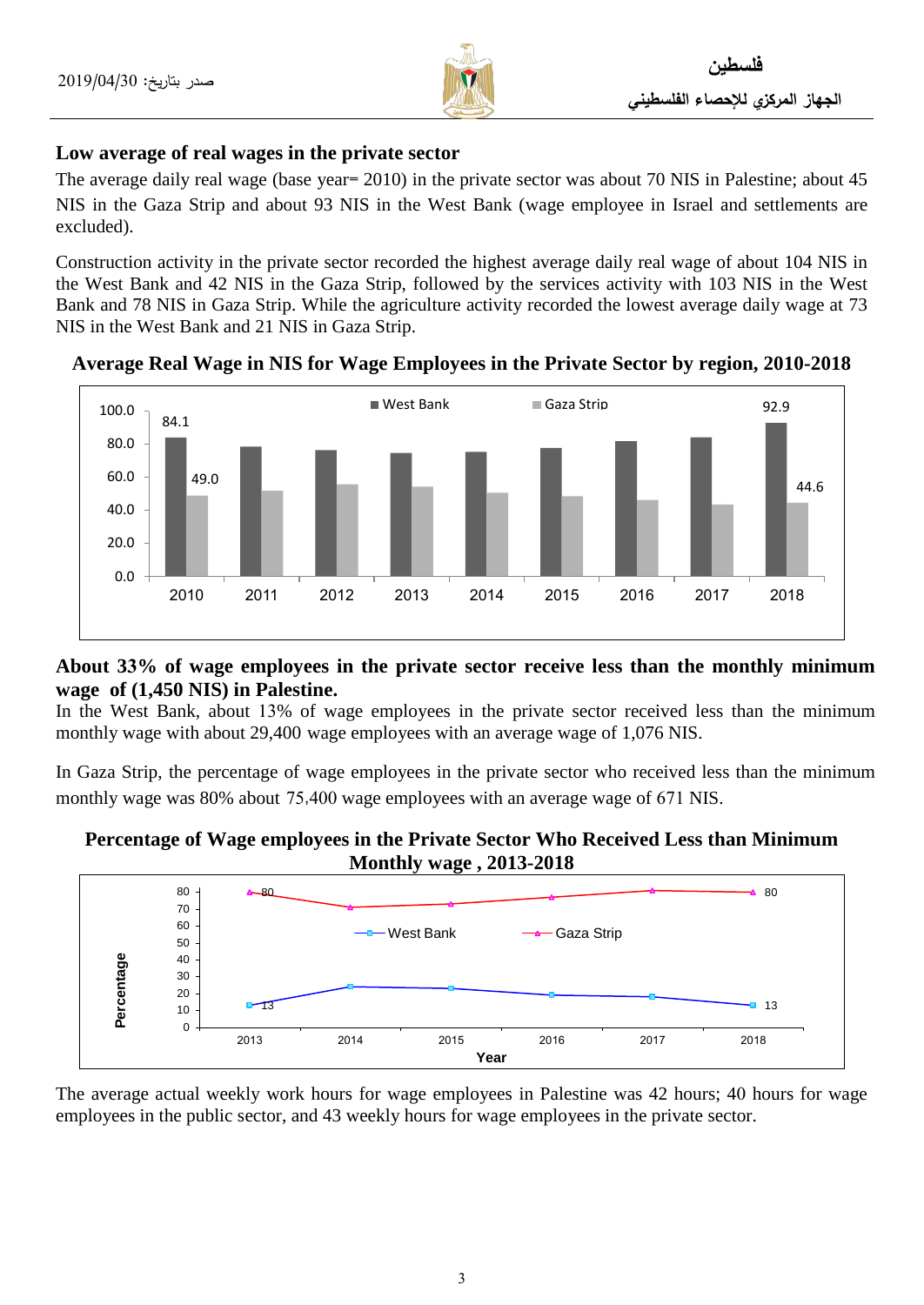### Low average of real wages in the private sector

The average daily real wage (base year= 2010) in the private sector was about 70 NIS in Palestine; about 45 NIS in the Gaza Strip and about 93 NIS in the West Bank (wage employee in Israel and settlements are excluded).

Construction activity in the private sector recorded the highest average daily real wage of about 104 NIS in the West Bank and 42 NIS in the Gaza Strip, followed by the services activity with 103 NIS in the West Bank and 78 NIS in Gaza Strip. While the agriculture activity recorded the lowest average daily wage at 73 NIS in the West Bank and 21 NIS in Gaza Strip.

**Average Real Wage in NIS for Wage Employees in the Private Sector by region, 2010-2018**

| Year | West Bank | Gaza Strip |
|---|---|---|
| 2010 | 84.1 | 49.0 |
| 2018 | 92.9 | 44.6 |

### About 33% of wage employees in the private sector receive less than the monthly minimum wage of (1,450 NIS) in Palestine.

In the West Bank, about 13% of wage employees in the private sector received less than the minimum monthly wage with about 29,400 wage employees with an average wage of 1,076 NIS.

In Gaza Strip, the percentage of wage employees in the private sector who received less than the minimum monthly wage was 80% about 75,400 wage employees with an average wage of 671 NIS.

**Percentage of Wage employees in the Private Sector Who Received Less than Minimum Monthly wage , 2013-2018**

| Year | West Bank | Gaza Strip |
|---|---|---|
| 2013 | 13 | 80 |
| 2018 | 13 | 80 |

The average actual weekly work hours for wage employees in Palestine was 42 hours; 40 hours for wage employees in the public sector, and 43 weekly hours for wage employees in the private sector.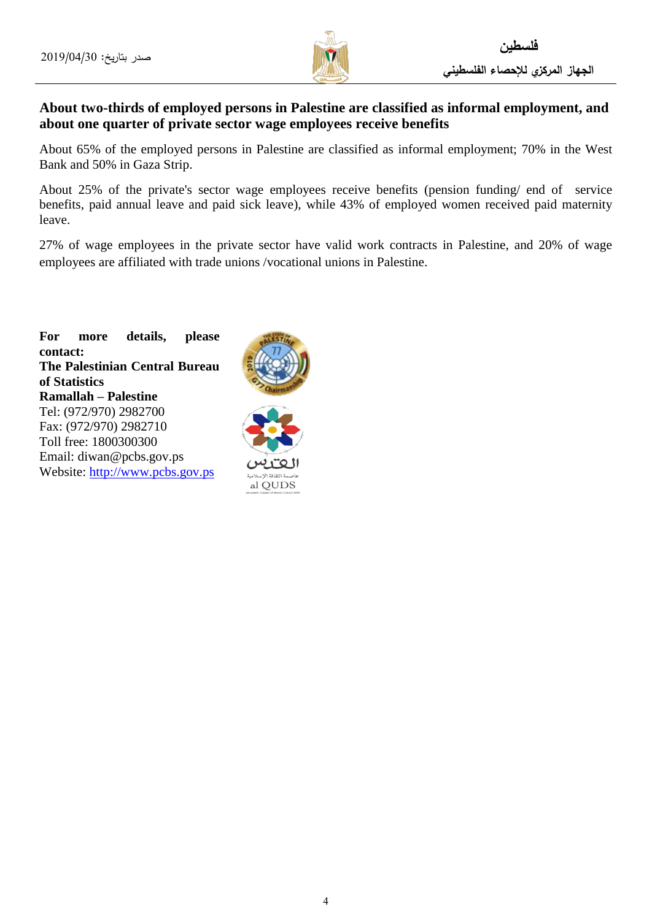## About two-thirds of employed persons in Palestine are classified as informal employment, and about one quarter of private sector wage employees receive benefits

About 65% of the employed persons in Palestine are classified as informal employment; 70% in the West Bank and 50% in Gaza Strip.

About 25% of the private's sector wage employees receive benefits (pension funding/ end of service benefits, paid annual leave and paid sick leave), while 43% of employed women received paid maternity leave.

27% of wage employees in the private sector have valid work contracts in Palestine, and 20% of wage employees are affiliated with trade unions /vocational unions in Palestine.

**For more details, please contact:**
**The Palestinian Central Bureau of Statistics**
**Ramallah – Palestine**
Tel: (972/970) 2982700
Fax: (972/970) 2982710
Toll free: 1800300300
Email: diwan@pcbs.gov.ps
Website: http://www.pcbs.gov.ps